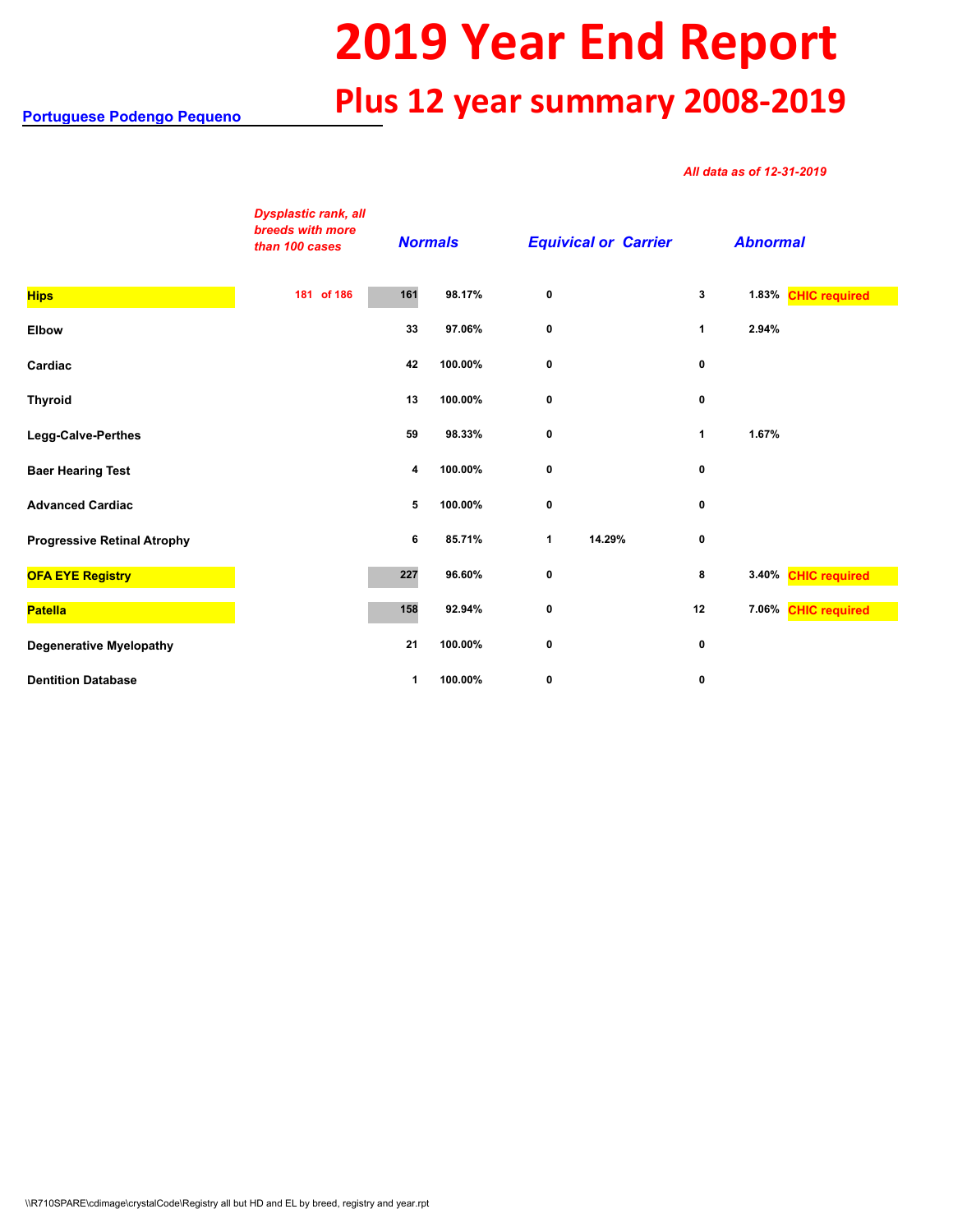# 2019 Year End Report

## Plus 12 year summary 2008-2019

**Portuguese Podengo Pequeno**

*All data as of 12-31-2019*

| | Dysplastic rank, all breeds with more than 100 cases | Normals | | Equivical or Carrier | | Abnormal | | |
|---|---|---|---|---|---|---|---|---|
| **Hips** | 181 of 186 | 161 | 98.17% | 0 | | 3 | 1.83% | CHIC required |
| **Elbow** | | 33 | 97.06% | 0 | | 1 | 2.94% | |
| **Cardiac** | | 42 | 100.00% | 0 | | 0 | | |
| **Thyroid** | | 13 | 100.00% | 0 | | 0 | | |
| **Legg-Calve-Perthes** | | 59 | 98.33% | 0 | | 1 | 1.67% | |
| **Baer Hearing Test** | | 4 | 100.00% | 0 | | 0 | | |
| **Advanced Cardiac** | | 5 | 100.00% | 0 | | 0 | | |
| **Progressive Retinal Atrophy** | | 6 | 85.71% | 1 | 14.29% | 0 | | |
| **OFA EYE Registry** | | 227 | 96.60% | 0 | | 8 | 3.40% | CHIC required |
| **Patella** | | 158 | 92.94% | 0 | | 12 | 7.06% | CHIC required |
| **Degenerative Myelopathy** | | 21 | 100.00% | 0 | | 0 | | |
| **Dentition Database** | | 1 | 100.00% | 0 | | 0 | | |

\\R710SPARE\cdimage\crystalCode\Registry all but HD and EL by breed, registry and year.rpt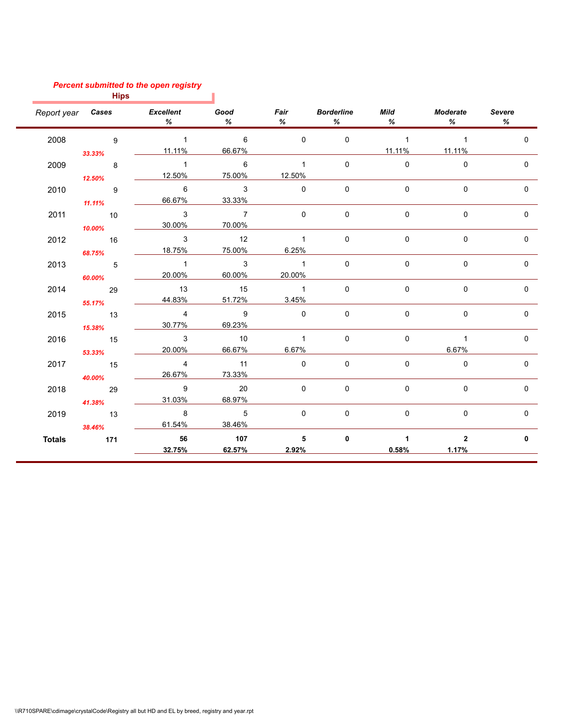*Percent submitted to the open registry*

**Hips**

| Report year | Cases | Excellent % | Good % | Fair % | Borderline % | Mild % | Moderate % | Severe % |
|---|---|---|---|---|---|---|---|---|
| 2008 | 9 *33.33%* | 1 11.11% | 6 66.67% | 0 | 0 | 1 11.11% | 1 11.11% | 0 |
| 2009 | 8 *12.50%* | 1 12.50% | 6 75.00% | 1 12.50% | 0 | 0 | 0 | 0 |
| 2010 | 9 *11.11%* | 6 66.67% | 3 33.33% | 0 | 0 | 0 | 0 | 0 |
| 2011 | 10 *10.00%* | 3 30.00% | 7 70.00% | 0 | 0 | 0 | 0 | 0 |
| 2012 | 16 *68.75%* | 3 18.75% | 12 75.00% | 1 6.25% | 0 | 0 | 0 | 0 |
| 2013 | 5 *60.00%* | 1 20.00% | 3 60.00% | 1 20.00% | 0 | 0 | 0 | 0 |
| 2014 | 29 *55.17%* | 13 44.83% | 15 51.72% | 1 3.45% | 0 | 0 | 0 | 0 |
| 2015 | 13 *15.38%* | 4 30.77% | 9 69.23% | 0 | 0 | 0 | 0 | 0 |
| 2016 | 15 *53.33%* | 3 20.00% | 10 66.67% | 1 6.67% | 0 | 0 | 1 6.67% | 0 |
| 2017 | 15 *40.00%* | 4 26.67% | 11 73.33% | 0 | 0 | 0 | 0 | 0 |
| 2018 | 29 *41.38%* | 9 31.03% | 20 68.97% | 0 | 0 | 0 | 0 | 0 |
| 2019 | 13 *38.46%* | 8 61.54% | 5 38.46% | 0 | 0 | 0 | 0 | 0 |
| **Totals** | **171** | **56 32.75%** | **107 62.57%** | **5 2.92%** | **0** | **1 0.58%** | **2 1.17%** | **0** |

\\R710SPARE\cdimage\crystalCode\Registry all but HD and EL by breed, registry and year.rpt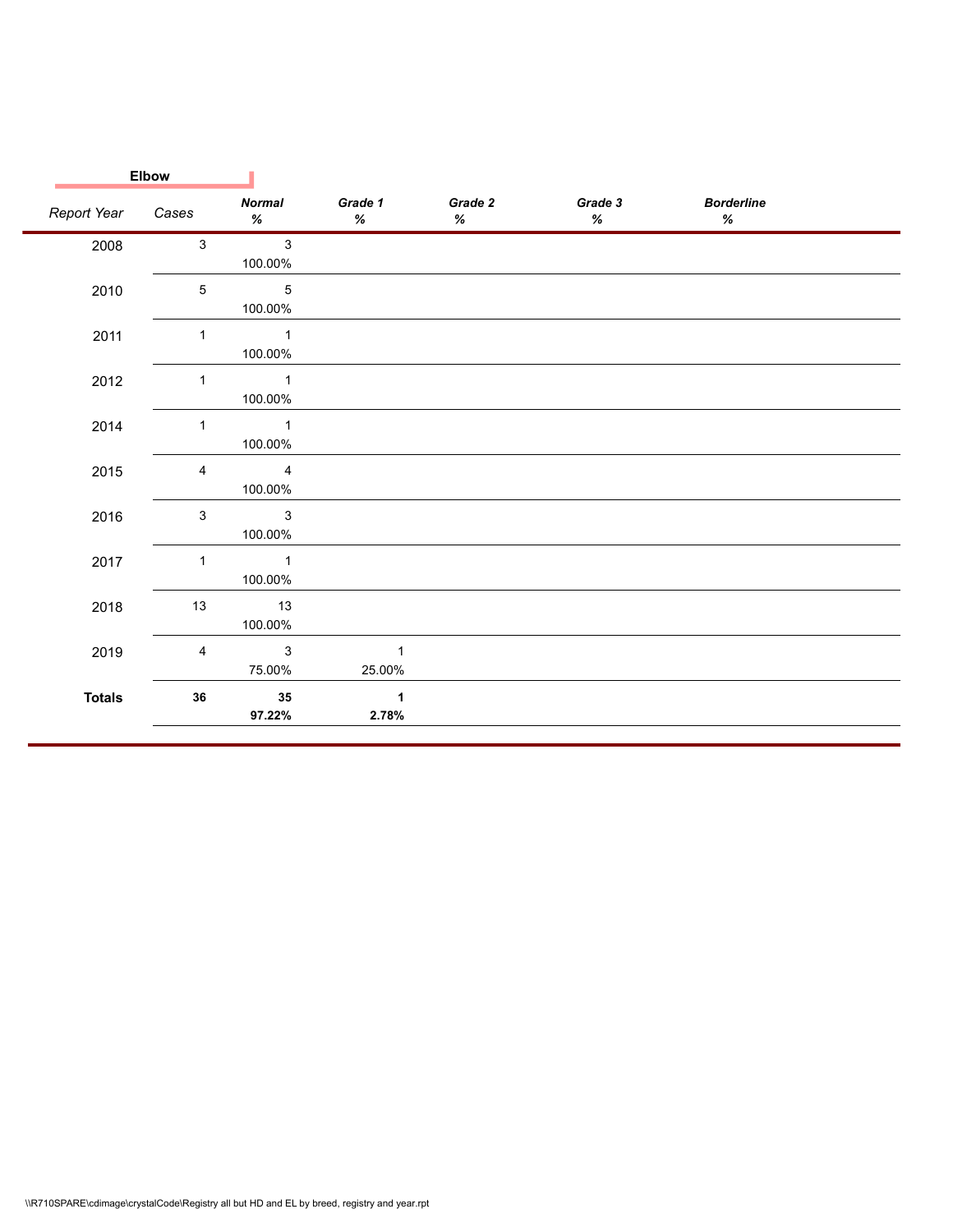**Elbow**

| Report Year | Cases | Normal % | Grade 1 % | Grade 2 % | Grade 3 % | Borderline % |
|---|---|---|---|---|---|---|
| 2008 | 3 | 3<br>100.00% | | | | |
| 2010 | 5 | 5<br>100.00% | | | | |
| 2011 | 1 | 1<br>100.00% | | | | |
| 2012 | 1 | 1<br>100.00% | | | | |
| 2014 | 1 | 1<br>100.00% | | | | |
| 2015 | 4 | 4<br>100.00% | | | | |
| 2016 | 3 | 3<br>100.00% | | | | |
| 2017 | 1 | 1<br>100.00% | | | | |
| 2018 | 13 | 13<br>100.00% | | | | |
| 2019 | 4 | 3<br>75.00% | 1<br>25.00% | | | |
| **Totals** | **36** | **35**<br>**97.22%** | **1**<br>**2.78%** | | | |

\\R710SPARE\cdimage\crystalCode\Registry all but HD and EL by breed, registry and year.rpt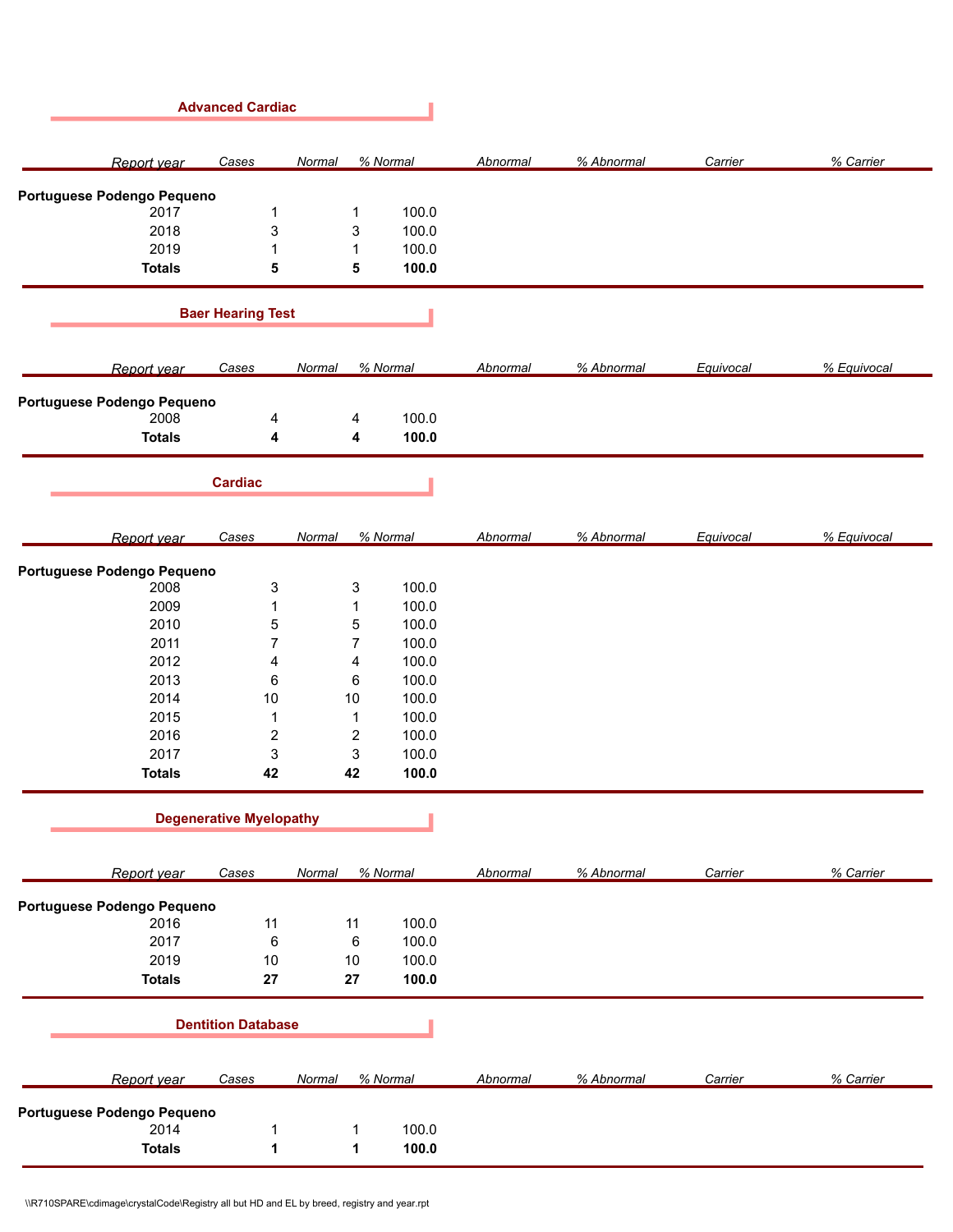## Advanced Cardiac

| Report year | Cases | Normal | % Normal | Abnormal | % Abnormal | Carrier | % Carrier |
|---|---|---|---|---|---|---|---|
| **Portuguese Podengo Pequeno** | | | | | | | |
| 2017 | 1 | 1 | 100.0 | | | | |
| 2018 | 3 | 3 | 100.0 | | | | |
| 2019 | 1 | 1 | 100.0 | | | | |
| **Totals** | **5** | **5** | **100.0** | | | | |

## Baer Hearing Test

| Report year | Cases | Normal | % Normal | Abnormal | % Abnormal | Equivocal | % Equivocal |
|---|---|---|---|---|---|---|---|
| **Portuguese Podengo Pequeno** | | | | | | | |
| 2008 | 4 | 4 | 100.0 | | | | |
| **Totals** | **4** | **4** | **100.0** | | | | |

## Cardiac

| Report year | Cases | Normal | % Normal | Abnormal | % Abnormal | Equivocal | % Equivocal |
|---|---|---|---|---|---|---|---|
| **Portuguese Podengo Pequeno** | | | | | | | |
| 2008 | 3 | 3 | 100.0 | | | | |
| 2009 | 1 | 1 | 100.0 | | | | |
| 2010 | 5 | 5 | 100.0 | | | | |
| 2011 | 7 | 7 | 100.0 | | | | |
| 2012 | 4 | 4 | 100.0 | | | | |
| 2013 | 6 | 6 | 100.0 | | | | |
| 2014 | 10 | 10 | 100.0 | | | | |
| 2015 | 1 | 1 | 100.0 | | | | |
| 2016 | 2 | 2 | 100.0 | | | | |
| 2017 | 3 | 3 | 100.0 | | | | |
| **Totals** | **42** | **42** | **100.0** | | | | |

## Degenerative Myelopathy

| Report year | Cases | Normal | % Normal | Abnormal | % Abnormal | Carrier | % Carrier |
|---|---|---|---|---|---|---|---|
| **Portuguese Podengo Pequeno** | | | | | | | |
| 2016 | 11 | 11 | 100.0 | | | | |
| 2017 | 6 | 6 | 100.0 | | | | |
| 2019 | 10 | 10 | 100.0 | | | | |
| **Totals** | **27** | **27** | **100.0** | | | | |

## Dentition Database

| Report year | Cases | Normal | % Normal | Abnormal | % Abnormal | Carrier | % Carrier |
|---|---|---|---|---|---|---|---|
| **Portuguese Podengo Pequeno** | | | | | | | |
| 2014 | 1 | 1 | 100.0 | | | | |
| **Totals** | **1** | **1** | **100.0** | | | | |

\\R710SPARE\cdimage\crystalCode\Registry all but HD and EL by breed, registry and year.rpt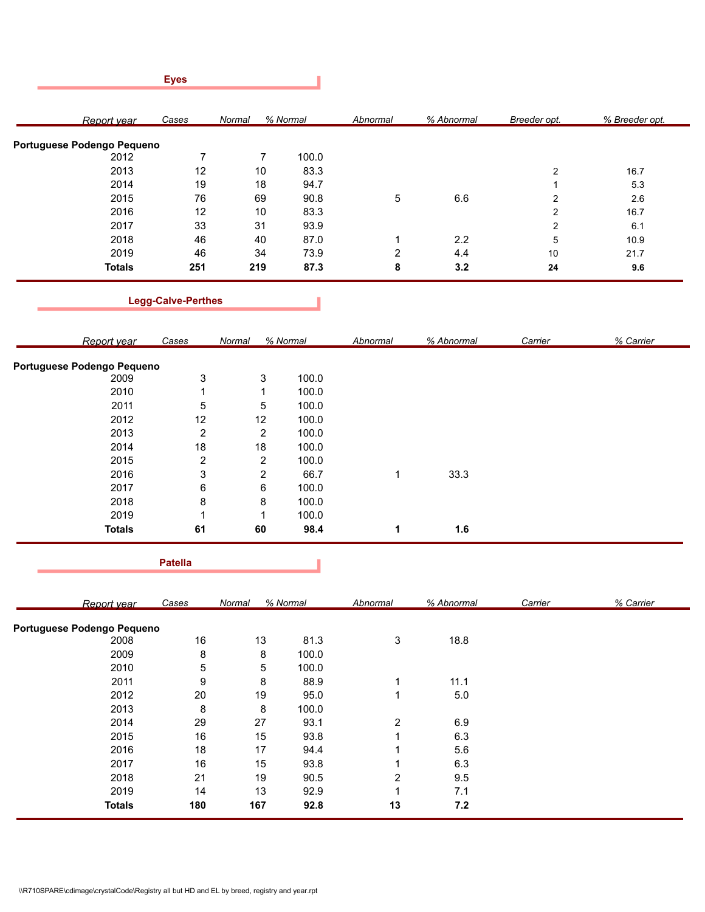## Eyes

| Report year | Cases | Normal | % Normal | Abnormal | % Abnormal | Breeder opt. | % Breeder opt. |
|---|---|---|---|---|---|---|---|
| **Portuguese Podengo Pequeno** | | | | | | | |
| 2012 | 7 | 7 | 100.0 | | | | |
| 2013 | 12 | 10 | 83.3 | | | 2 | 16.7 |
| 2014 | 19 | 18 | 94.7 | | | 1 | 5.3 |
| 2015 | 76 | 69 | 90.8 | 5 | 6.6 | 2 | 2.6 |
| 2016 | 12 | 10 | 83.3 | | | 2 | 16.7 |
| 2017 | 33 | 31 | 93.9 | | | 2 | 6.1 |
| 2018 | 46 | 40 | 87.0 | 1 | 2.2 | 5 | 10.9 |
| 2019 | 46 | 34 | 73.9 | 2 | 4.4 | 10 | 21.7 |
| **Totals** | **251** | **219** | **87.3** | **8** | **3.2** | **24** | **9.6** |

## Legg-Calve-Perthes

| Report year | Cases | Normal | % Normal | Abnormal | % Abnormal | Carrier | % Carrier |
|---|---|---|---|---|---|---|---|
| **Portuguese Podengo Pequeno** | | | | | | | |
| 2009 | 3 | 3 | 100.0 | | | | |
| 2010 | 1 | 1 | 100.0 | | | | |
| 2011 | 5 | 5 | 100.0 | | | | |
| 2012 | 12 | 12 | 100.0 | | | | |
| 2013 | 2 | 2 | 100.0 | | | | |
| 2014 | 18 | 18 | 100.0 | | | | |
| 2015 | 2 | 2 | 100.0 | | | | |
| 2016 | 3 | 2 | 66.7 | 1 | 33.3 | | |
| 2017 | 6 | 6 | 100.0 | | | | |
| 2018 | 8 | 8 | 100.0 | | | | |
| 2019 | 1 | 1 | 100.0 | | | | |
| **Totals** | **61** | **60** | **98.4** | **1** | **1.6** | | |

## Patella

| Report year | Cases | Normal | % Normal | Abnormal | % Abnormal | Carrier | % Carrier |
|---|---|---|---|---|---|---|---|
| **Portuguese Podengo Pequeno** | | | | | | | |
| 2008 | 16 | 13 | 81.3 | 3 | 18.8 | | |
| 2009 | 8 | 8 | 100.0 | | | | |
| 2010 | 5 | 5 | 100.0 | | | | |
| 2011 | 9 | 8 | 88.9 | 1 | 11.1 | | |
| 2012 | 20 | 19 | 95.0 | 1 | 5.0 | | |
| 2013 | 8 | 8 | 100.0 | | | | |
| 2014 | 29 | 27 | 93.1 | 2 | 6.9 | | |
| 2015 | 16 | 15 | 93.8 | 1 | 6.3 | | |
| 2016 | 18 | 17 | 94.4 | 1 | 5.6 | | |
| 2017 | 16 | 15 | 93.8 | 1 | 6.3 | | |
| 2018 | 21 | 19 | 90.5 | 2 | 9.5 | | |
| 2019 | 14 | 13 | 92.9 | 1 | 7.1 | | |
| **Totals** | **180** | **167** | **92.8** | **13** | **7.2** | | |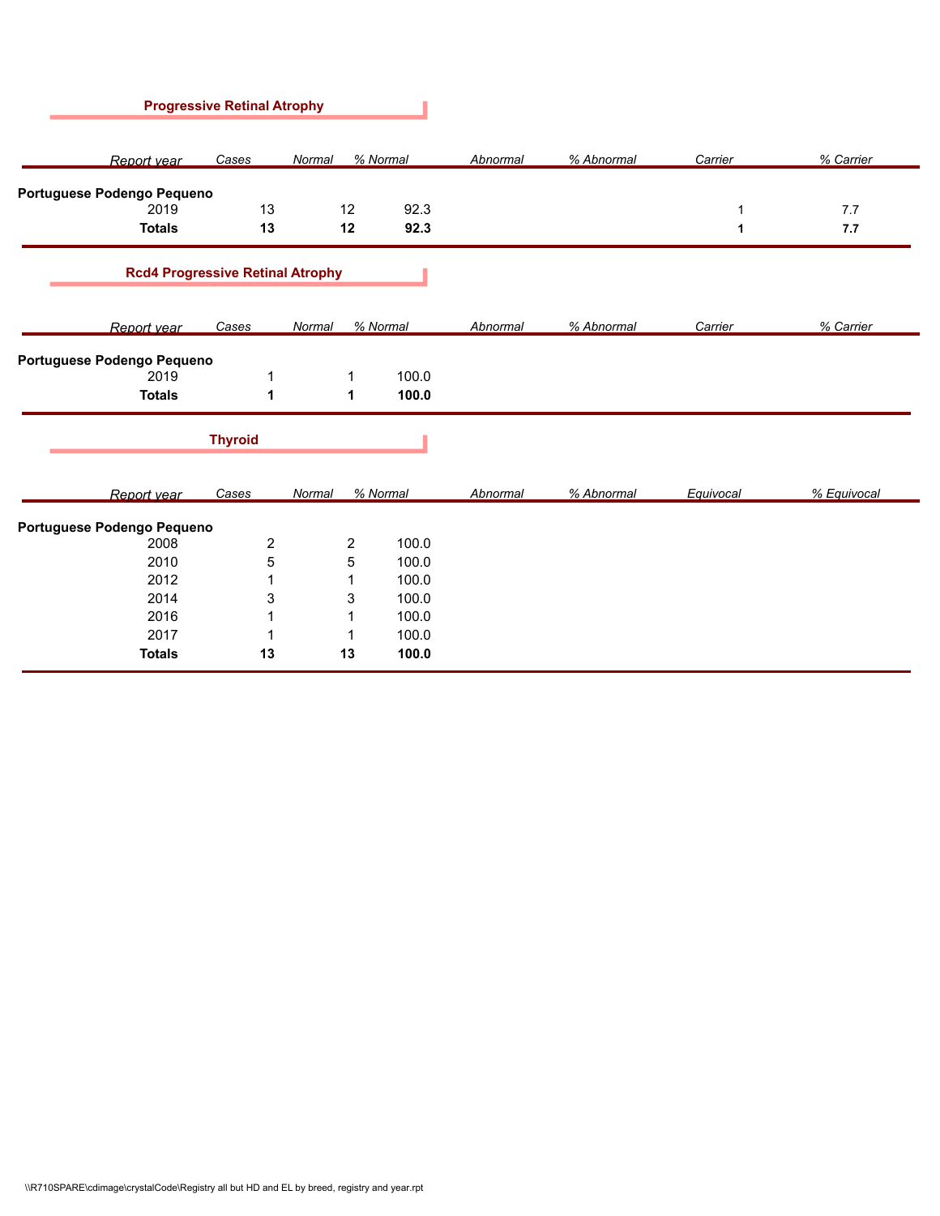## Progressive Retinal Atrophy

| Report year | Cases | Normal | % Normal | Abnormal | % Abnormal | Carrier | % Carrier |
|---|---|---|---|---|---|---|---|
| **Portuguese Podengo Pequeno** | | | | | | | |
| 2019 | 13 | 12 | 92.3 | | | 1 | 7.7 |
| **Totals** | **13** | **12** | **92.3** | | | **1** | **7.7** |

## Rcd4 Progressive Retinal Atrophy

| Report year | Cases | Normal | % Normal | Abnormal | % Abnormal | Carrier | % Carrier |
|---|---|---|---|---|---|---|---|
| **Portuguese Podengo Pequeno** | | | | | | | |
| 2019 | 1 | 1 | 100.0 | | | | |
| **Totals** | **1** | **1** | **100.0** | | | | |

## Thyroid

| Report year | Cases | Normal | % Normal | Abnormal | % Abnormal | Equivocal | % Equivocal |
|---|---|---|---|---|---|---|---|
| **Portuguese Podengo Pequeno** | | | | | | | |
| 2008 | 2 | 2 | 100.0 | | | | |
| 2010 | 5 | 5 | 100.0 | | | | |
| 2012 | 1 | 1 | 100.0 | | | | |
| 2014 | 3 | 3 | 100.0 | | | | |
| 2016 | 1 | 1 | 100.0 | | | | |
| 2017 | 1 | 1 | 100.0 | | | | |
| **Totals** | **13** | **13** | **100.0** | | | | |